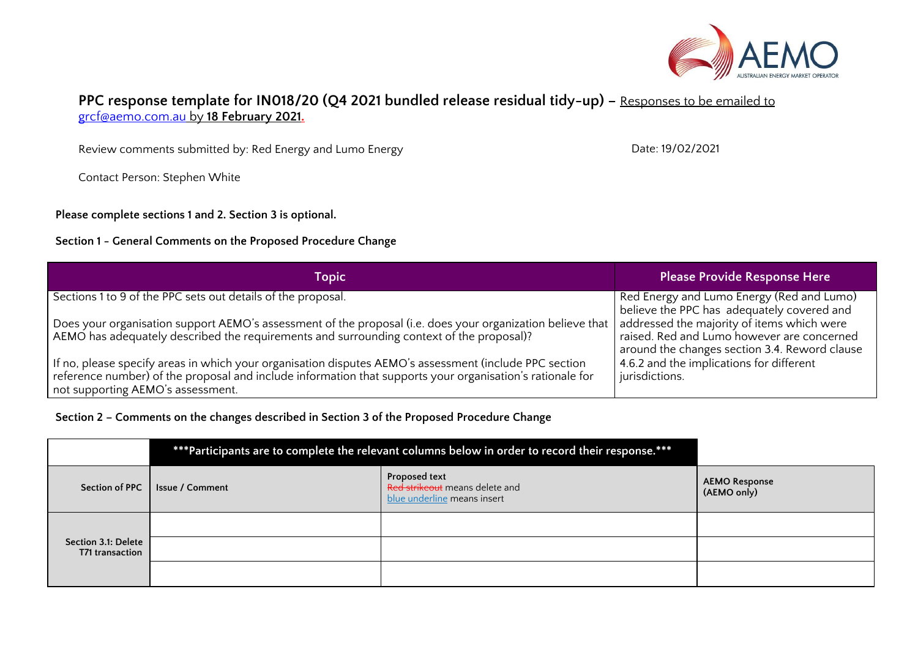# PPC response template for IN018/20 (Q4 2021 bundled release residual tidy-up) – Responses to be emailed to grcf@aemo.com.au by **18 February 2021.**

Review comments submitted by: Red Energy and Lumo Energy

Date: 19/02/2021

Contact Person: Stephen White

**Please complete sections 1 and 2. Section 3 is optional.**

**Section 1 - General Comments on the Proposed Procedure Change**

| Topic | Please Provide Response Here |
|---|---|
| Sections 1 to 9 of the PPC sets out details of the proposal.<br><br>Does your organisation support AEMO's assessment of the proposal (i.e. does your organization believe that AEMO has adequately described the requirements and surrounding context of the proposal)?<br><br>If no, please specify areas in which your organisation disputes AEMO's assessment (include PPC section reference number) of the proposal and include information that supports your organisation's rationale for not supporting AEMO's assessment. | Red Energy and Lumo Energy (Red and Lumo) believe the PPC has adequately covered and addressed the majority of items which were raised. Red and Lumo however are concerned around the changes section 3.4. Reword clause 4.6.2 and the implications for different jurisdictions. |

**Section 2 – Comments on the changes described in Section 3 of the Proposed Procedure Change**

| | \*\*\*Participants are to complete the relevant columns below in order to record their response.\*\*\* | | |
|---|---|---|---|
| **Section of PPC** | **Issue / Comment** | **Proposed text**<br>~~Red strikeout~~ means delete and<br>blue underline means insert | **AEMO Response (AEMO only)** |
| **Section 3.1: Delete T71 transaction** | | | |
| | | | |
| | | | |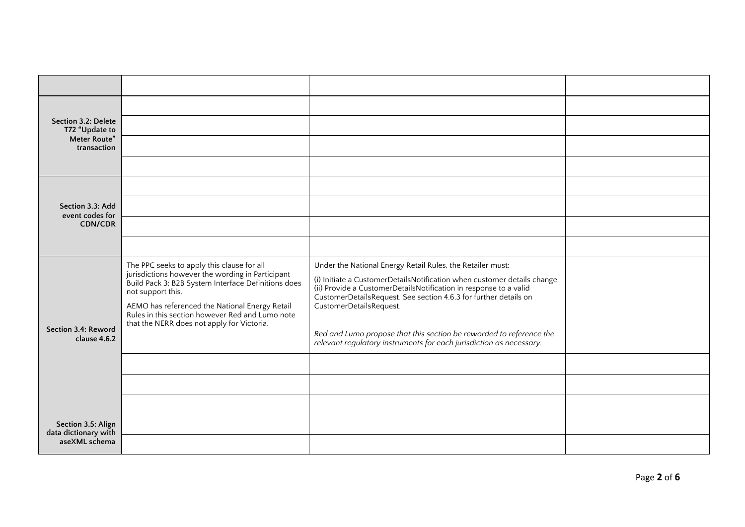| | | | |
|---|---|---|---|
| | | | |
| Section 3.2: Delete T72 "Update to Meter Route" transaction | | | |
| | | | |
| | | | |
| | | | |
| Section 3.3: Add event codes for CDN/CDR | | | |
| | | | |
| | | | |
| | | | |
| Section 3.4: Reword clause 4.6.2 | The PPC seeks to apply this clause for all jurisdictions however the wording in Participant Build Pack 3: B2B System Interface Definitions does not support this.<br><br>AEMO has referenced the National Energy Retail Rules in this section however Red and Lumo note that the NERR does not apply for Victoria. | Under the National Energy Retail Rules, the Retailer must:<br><br>(i) Initiate a CustomerDetailsNotification when customer details change.<br>(ii) Provide a CustomerDetailsNotification in response to a valid CustomerDetailsRequest. See section 4.6.3 for further details on CustomerDetailsRequest.<br><br>*Red and Lumo propose that this section be reworded to reference the relevant regulatory instruments for each jurisdiction as necessary.* | |
| | | | |
| | | | |
| | | | |
| Section 3.5: Align data dictionary with aseXML schema | | | |
| | | | |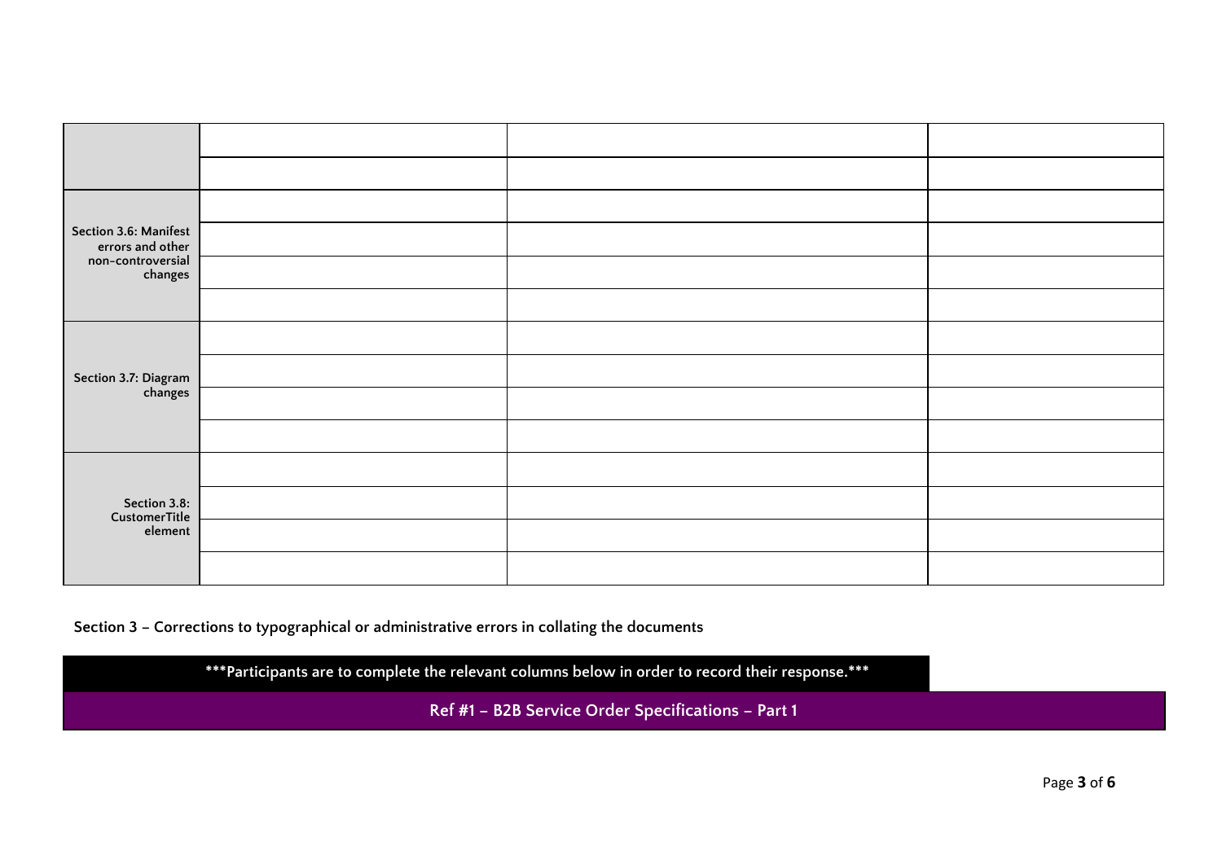| | | | |
|---|---|---|---|
| | | | |
| | | | |
| Section 3.6: Manifest errors and other non-controversial changes | | | |
| | | | |
| | | | |
| | | | |
| Section 3.7: Diagram changes | | | |
| | | | |
| | | | |
| | | | |
| Section 3.8: CustomerTitle element | | | |
| | | | |
| | | | |
| | | | |

**Section 3 – Corrections to typographical or administrative errors in collating the documents**

| ***Participants are to complete the relevant columns below in order to record their response.*** |
|---|
| **Ref #1 – B2B Service Order Specifications – Part 1** |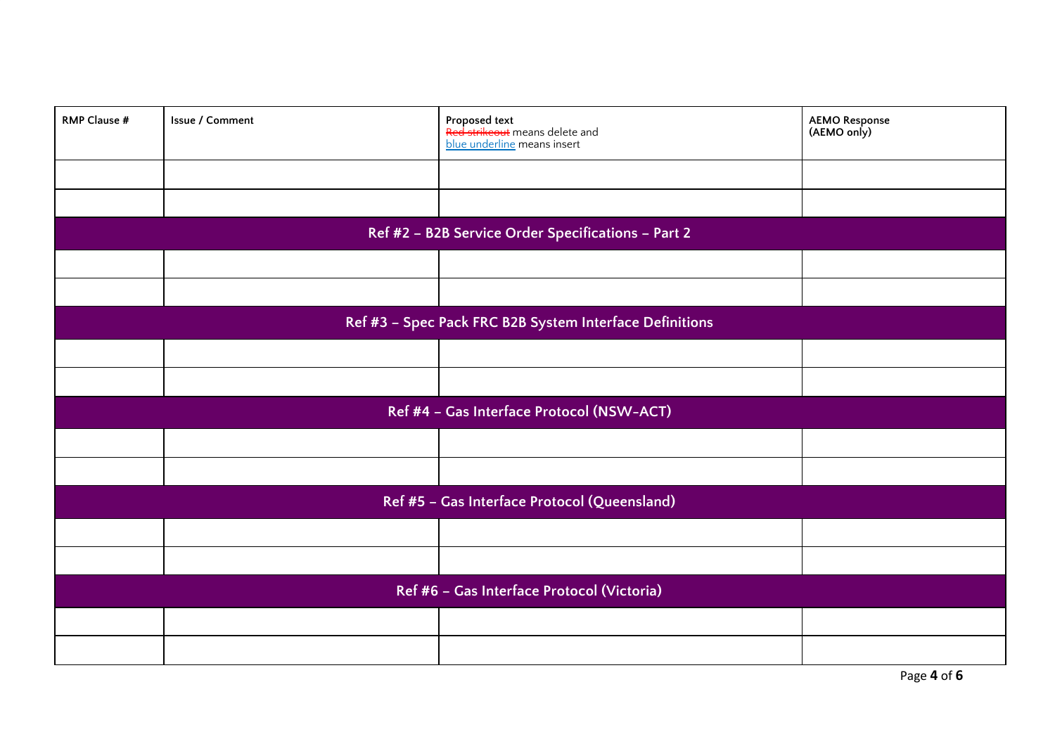| RMP Clause # | Issue / Comment | Proposed text<br>~~Red strikeout~~ means delete and<br><u>blue underline</u> means insert | AEMO Response<br>(AEMO only) |
|---|---|---|---|
| | | | |
| | | | |
| **Ref #2 – B2B Service Order Specifications – Part 2** | | | |
| | | | |
| | | | |
| **Ref #3 – Spec Pack FRC B2B System Interface Definitions** | | | |
| | | | |
| | | | |
| **Ref #4 – Gas Interface Protocol (NSW-ACT)** | | | |
| | | | |
| | | | |
| **Ref #5 – Gas Interface Protocol (Queensland)** | | | |
| | | | |
| | | | |
| **Ref #6 – Gas Interface Protocol (Victoria)** | | | |
| | | | |
| | | | |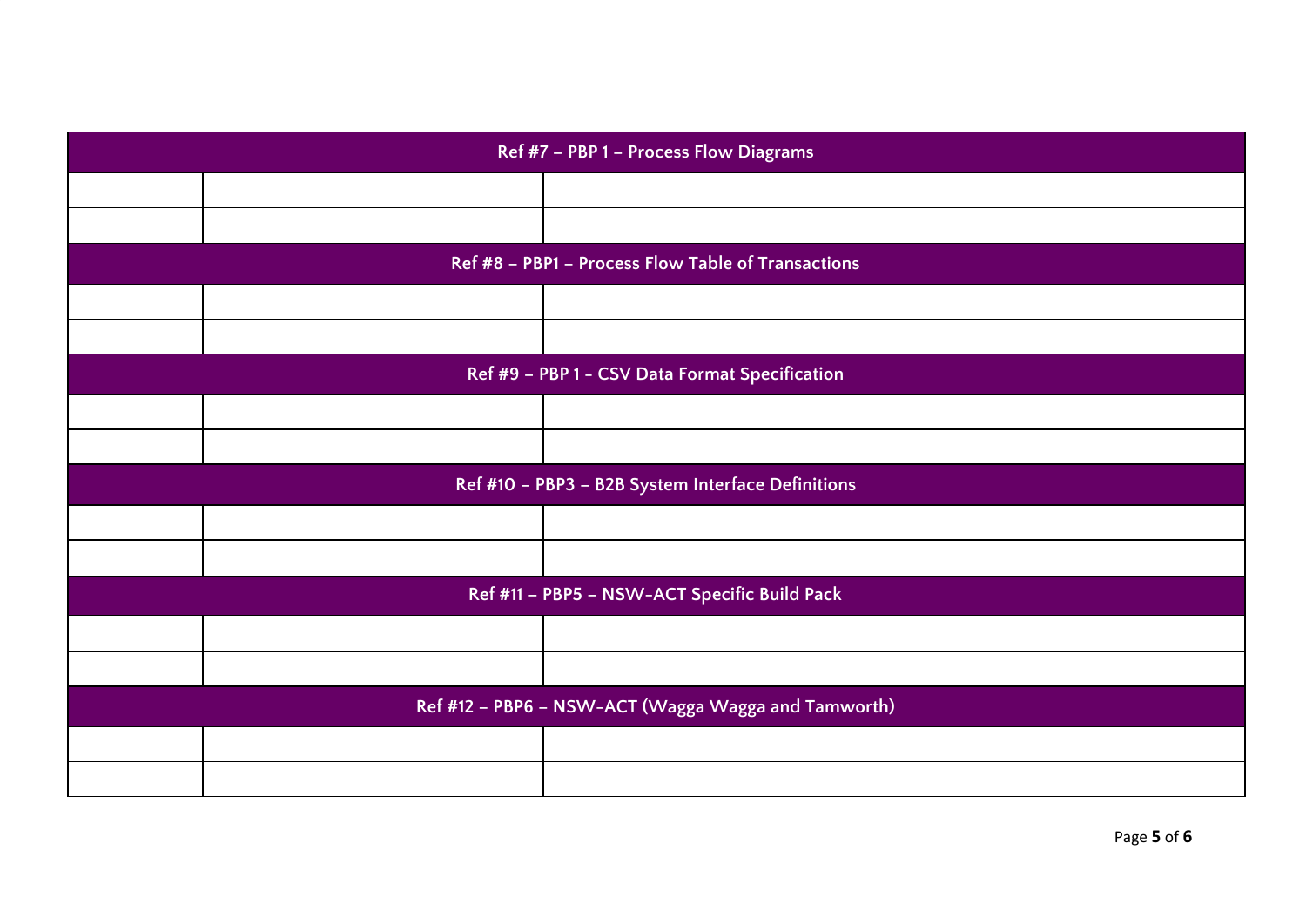| Ref #7 – PBP 1 – Process Flow Diagrams | | | |
|---|---|---|---|
| | | | |
| | | | |
| **Ref #8 – PBP1 – Process Flow Table of Transactions** | | | |
| | | | |
| | | | |
| **Ref #9 – PBP 1 - CSV Data Format Specification** | | | |
| | | | |
| | | | |
| **Ref #10 – PBP3 – B2B System Interface Definitions** | | | |
| | | | |
| | | | |
| **Ref #11 – PBP5 – NSW-ACT Specific Build Pack** | | | |
| | | | |
| | | | |
| **Ref #12 – PBP6 – NSW-ACT (Wagga Wagga and Tamworth)** | | | |
| | | | |
| | | | |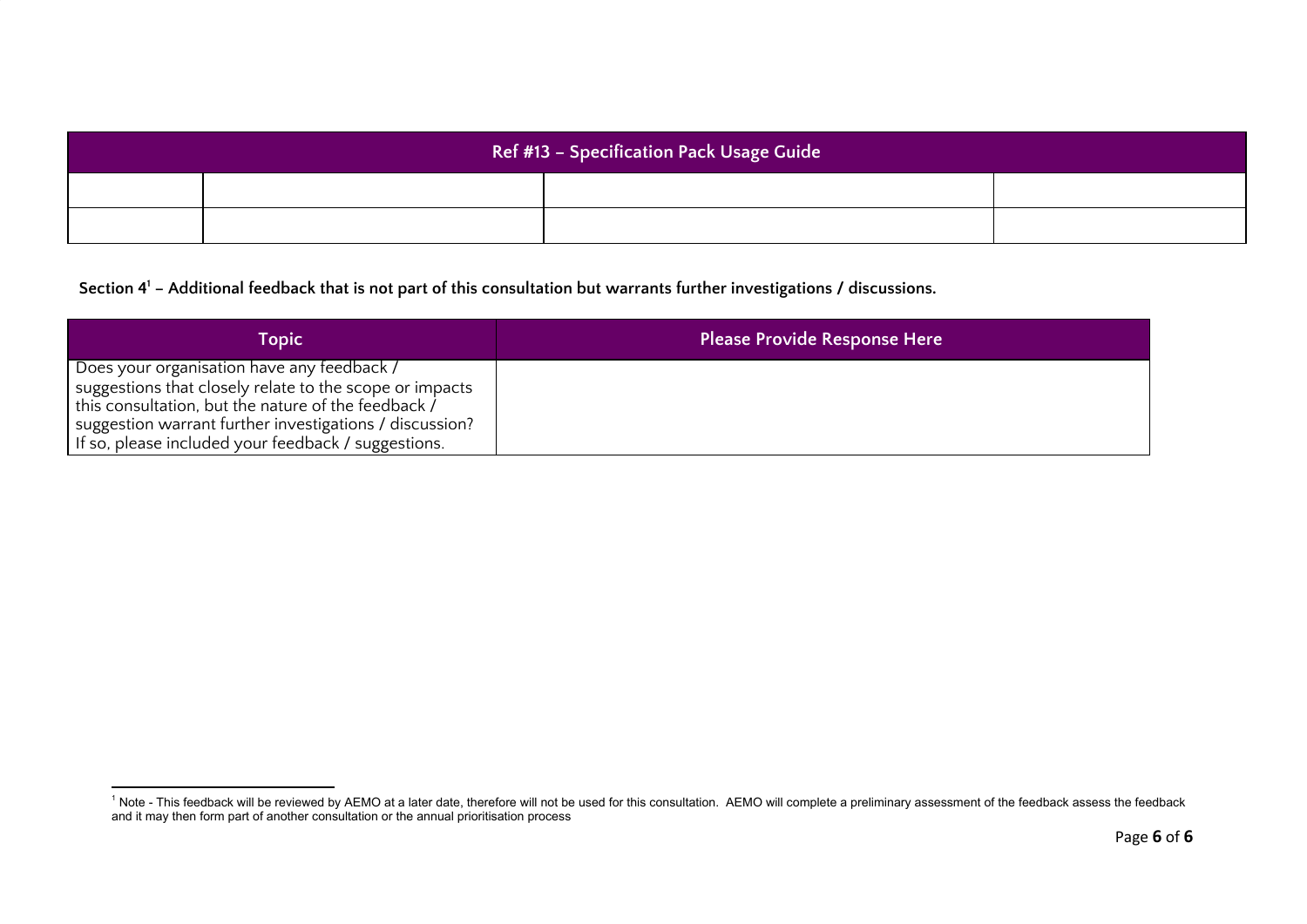| Ref #13 – Specification Pack Usage Guide | | | |
|---|---|---|---|
| | | | |
| | | | |

**Section 4[1] – Additional feedback that is not part of this consultation but warrants further investigations / discussions.**

| Topic | Please Provide Response Here |
|---|---|
| Does your organisation have any feedback / suggestions that closely relate to the scope or impacts this consultation, but the nature of the feedback / suggestion warrant further investigations / discussion? If so, please included your feedback / suggestions. | |

[1] Note - This feedback will be reviewed by AEMO at a later date, therefore will not be used for this consultation. AEMO will complete a preliminary assessment of the feedback assess the feedback and it may then form part of another consultation or the annual prioritisation process